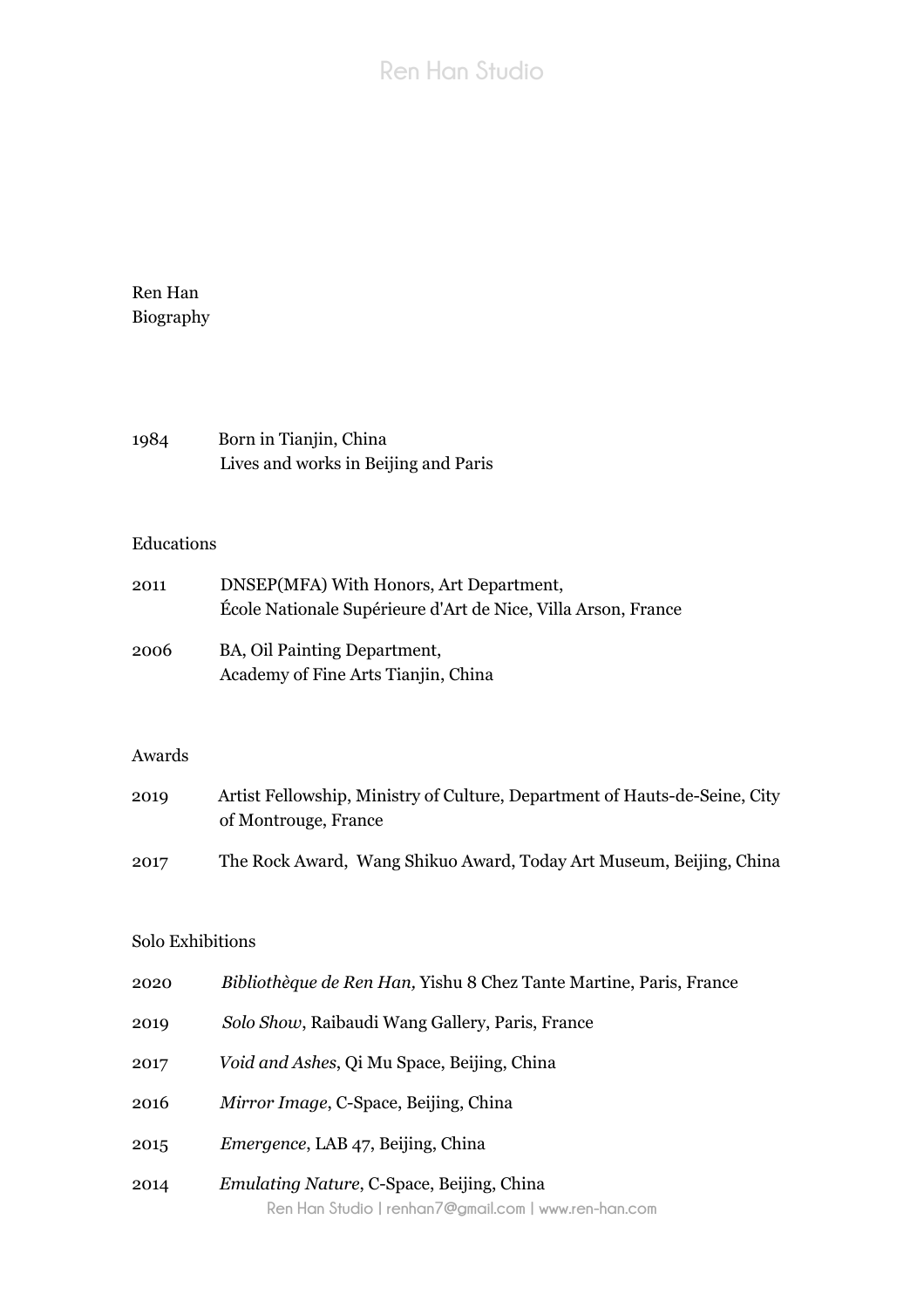Ren Han
Biography

1984 Born in Tianjin, China
Lives and works in Beijing and Paris

## Educations

2011 DNSEP(MFA) With Honors, Art Department,
École Nationale Supérieure d'Art de Nice, Villa Arson, France

2006 BA, Oil Painting Department,
Academy of Fine Arts Tianjin, China

## Awards

2019 Artist Fellowship, Ministry of Culture, Department of Hauts-de-Seine, City of Montrouge, France

2017 The Rock Award, Wang Shikuo Award, Today Art Museum, Beijing, China

## Solo Exhibitions

2020 *Bibliothèque de Ren Han,* Yishu 8 Chez Tante Martine, Paris, France

2019 *Solo Show*, Raibaudi Wang Gallery, Paris, France

2017 *Void and Ashes*, Qi Mu Space, Beijing, China

2016 *Mirror Image*, C-Space, Beijing, China

2015 *Emergence*, LAB 47, Beijing, China

2014 *Emulating Nature*, C-Space, Beijing, China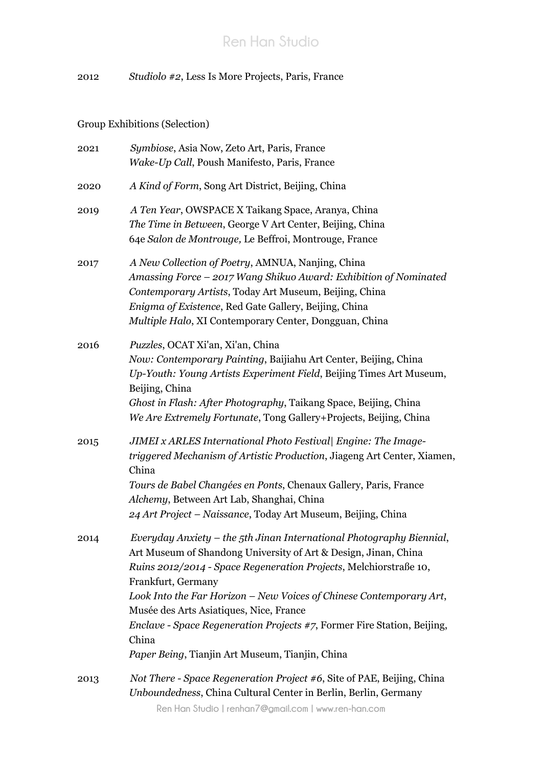2012 *Studiolo #2*, Less Is More Projects, Paris, France

Group Exhibitions (Selection)

2021 *Symbiose*, Asia Now, Zeto Art, Paris, France
*Wake-Up Call*, Poush Manifesto, Paris, France

2020 *A Kind of Form*, Song Art District, Beijing, China

2019 *A Ten Year*, OWSPACE X Taikang Space, Aranya, China
*The Time in Between*, George V Art Center, Beijing, China
64e *Salon de Montrouge,* Le Beffroi, Montrouge, France

2017 *A New Collection of Poetry*, AMNUA, Nanjing, China
*Amassing Force – 2017 Wang Shikuo Award: Exhibition of Nominated Contemporary Artists*, Today Art Museum, Beijing, China
*Enigma of Existence*, Red Gate Gallery, Beijing, China
*Multiple Halo*, XI Contemporary Center, Dongguan, China

2016 *Puzzles*, OCAT Xi'an, Xi'an, China
*Now: Contemporary Painting*, Baijiahu Art Center, Beijing, China
*Up-Youth: Young Artists Experiment Field*, Beijing Times Art Museum, Beijing, China
*Ghost in Flash: After Photography*, Taikang Space, Beijing, China
*We Are Extremely Fortunate*, Tong Gallery+Projects, Beijing, China

2015 *JIMEI x ARLES International Photo Festival| Engine: The Image-triggered Mechanism of Artistic Production*, Jiageng Art Center, Xiamen, China
*Tours de Babel Changées en Ponts*, Chenaux Gallery, Paris, France
*Alchemy*, Between Art Lab, Shanghai, China
*24 Art Project – Naissance*, Today Art Museum, Beijing, China

2014 *Everyday Anxiety – the 5th Jinan International Photography Biennial*, Art Museum of Shandong University of Art & Design, Jinan, China
*Ruins 2012/2014 - Space Regeneration Projects*, Melchiorstraße 10, Frankfurt, Germany
*Look Into the Far Horizon – New Voices of Chinese Contemporary Art*, Musée des Arts Asiatiques, Nice, France
*Enclave - Space Regeneration Projects #7*, Former Fire Station, Beijing, China
*Paper Being*, Tianjin Art Museum, Tianjin, China

2013 *Not There - Space Regeneration Project #6*, Site of PAE, Beijing, China
*Unboundedness*, China Cultural Center in Berlin, Berlin, Germany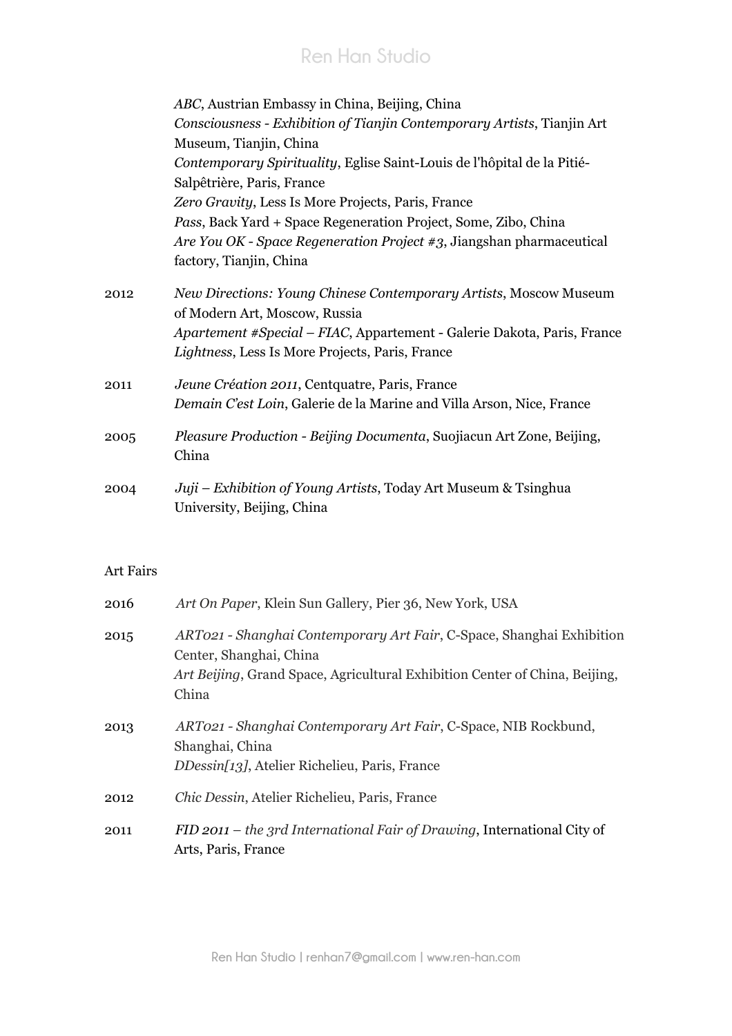*ABC*, Austrian Embassy in China, Beijing, China
*Consciousness - Exhibition of Tianjin Contemporary Artists*, Tianjin Art Museum, Tianjin, China
*Contemporary Spirituality*, Eglise Saint-Louis de l'hôpital de la Pitié-Salpêtrière, Paris, France
*Zero Gravity*, Less Is More Projects, Paris, France
*Pass*, Back Yard + Space Regeneration Project, Some, Zibo, China
*Are You OK - Space Regeneration Project #3*, Jiangshan pharmaceutical factory, Tianjin, China

2012 *New Directions: Young Chinese Contemporary Artists*, Moscow Museum of Modern Art, Moscow, Russia
*Apartement #Special – FIAC*, Appartement - Galerie Dakota, Paris, France
*Lightness*, Less Is More Projects, Paris, France

2011 *Jeune Création 2011*, Centquatre, Paris, France
*Demain C'est Loin*, Galerie de la Marine and Villa Arson, Nice, France

2005 *Pleasure Production - Beijing Documenta*, Suojiacun Art Zone, Beijing, China

2004 *Juji – Exhibition of Young Artists*, Today Art Museum & Tsinghua University, Beijing, China

Art Fairs

2016 *Art On Paper*, Klein Sun Gallery, Pier 36, New York, USA

2015 *ART021 - Shanghai Contemporary Art Fair*, C-Space, Shanghai Exhibition Center, Shanghai, China
*Art Beijing*, Grand Space, Agricultural Exhibition Center of China, Beijing, China

2013 *ART021 - Shanghai Contemporary Art Fair*, C-Space, NIB Rockbund, Shanghai, China
*DDessin[13]*, Atelier Richelieu, Paris, France

2012 *Chic Dessin*, Atelier Richelieu, Paris, France

2011 *FID 2011 – the 3rd International Fair of Drawing*, International City of Arts, Paris, France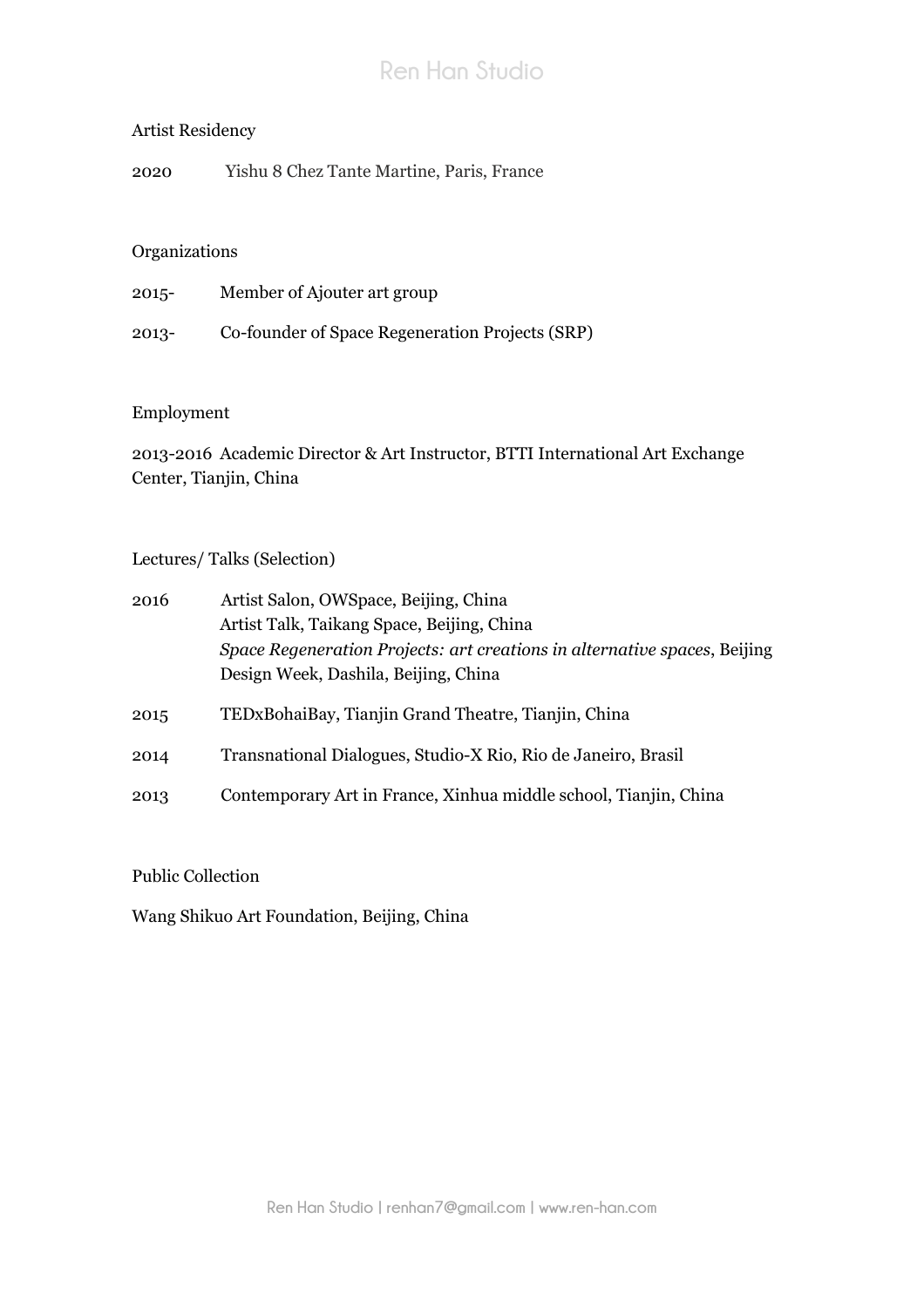## Artist Residency

2020 Yishu 8 Chez Tante Martine, Paris, France

## Organizations

2015- Member of Ajouter art group

2013- Co-founder of Space Regeneration Projects (SRP)

## Employment

2013-2016 Academic Director & Art Instructor, BTTI International Art Exchange Center, Tianjin, China

## Lectures/ Talks (Selection)

2016 Artist Salon, OWSpace, Beijing, China
Artist Talk, Taikang Space, Beijing, China
*Space Regeneration Projects: art creations in alternative spaces*, Beijing Design Week, Dashila, Beijing, China

2015 TEDxBohaiBay, Tianjin Grand Theatre, Tianjin, China

2014 Transnational Dialogues, Studio-X Rio, Rio de Janeiro, Brasil

2013 Contemporary Art in France, Xinhua middle school, Tianjin, China

## Public Collection

Wang Shikuo Art Foundation, Beijing, China